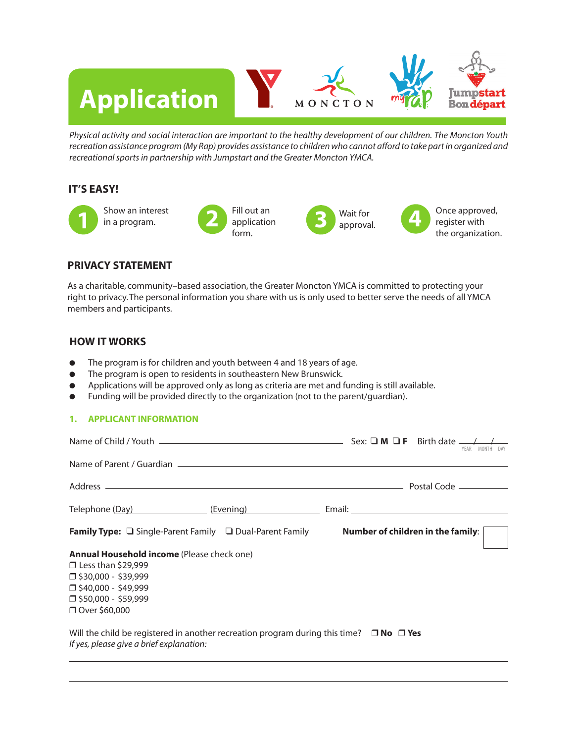# Application

MONCTON

*Physical activity and social interaction are important to the healthy development of our children. The Moncton Youth recreation assistance program (My Rap) provides assistance to children who cannot afford to take part in organized and recreational sports in partnership with Jumpstart and the Greater Moncton YMCA.*

## IT'S EASY!

1. Show an interest in a program.
2. Fill out an application form.
3. Wait for approval.
4. Once approved, register with the organization.

## PRIVACY STATEMENT

As a charitable, community–based association, the Greater Moncton YMCA is committed to protecting your right to privacy. The personal information you share with us is only used to better serve the needs of all YMCA members and participants.

## HOW IT WORKS

- The program is for children and youth between 4 and 18 years of age.
- The program is open to residents in southeastern New Brunswick.
- Applications will be approved only as long as criteria are met and funding is still available.
- Funding will be provided directly to the organization (not to the parent/guardian).

### 1. APPLICANT INFORMATION

Name of Child / Youth ______________________________ Sex: ❑ **M** ❑ **F** Birth date ___/___/___ (YEAR / MONTH / DAY)

Name of Parent / Guardian ______________________________

Address ______________________________ Postal Code __________

Telephone (Day) __________ (Evening) __________ Email: ______________________________

**Family Type:** ❑ Single-Parent Family ❑ Dual-Parent Family **Number of children in the family**: ☐

**Annual Household income** (Please check one)
❒ Less than $29,999
❒ $30,000 - $39,999
❒ $40,000 - $49,999
❒ $50,000 - $59,999
❒ Over $60,000

Will the child be registered in another recreation program during this time? ❒ **No** ❒ **Yes**
*If yes, please give a brief explanation:*

______________________________

______________________________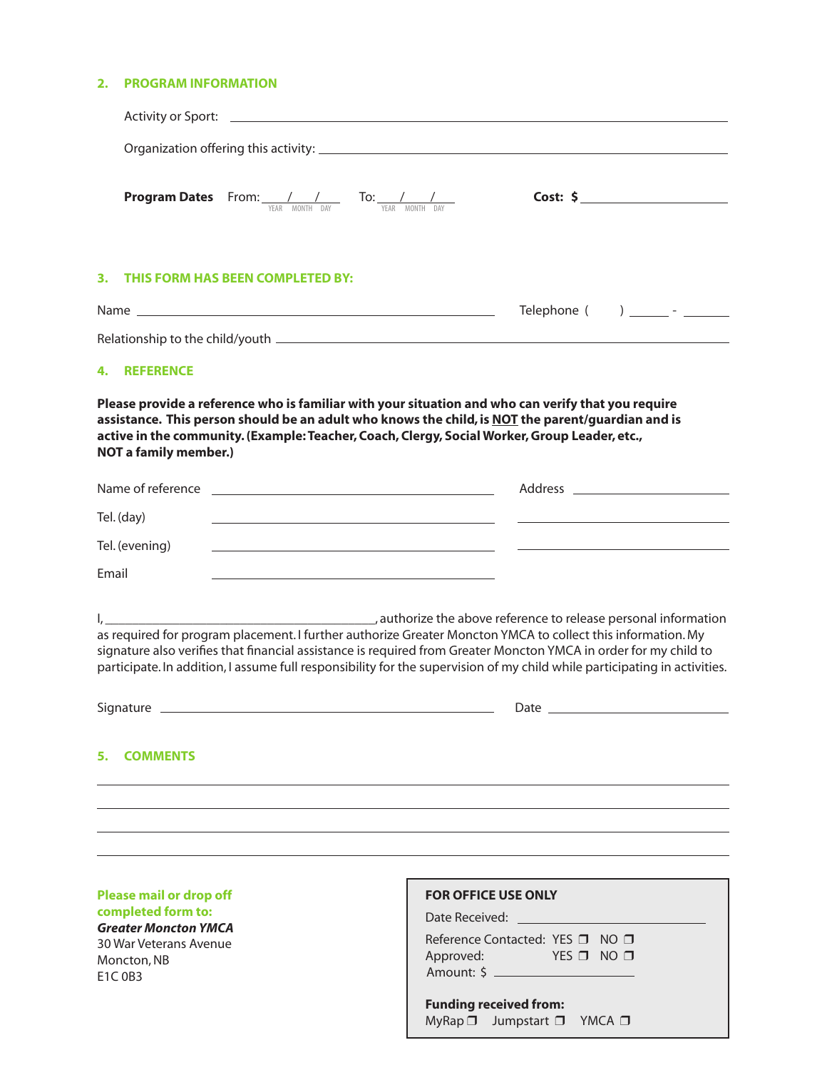## 2. PROGRAM INFORMATION

Activity or Sport: ______________________________________________

Organization offering this activity: ______________________________________________

**Program Dates** From: ____/____/____ (YEAR MONTH DAY) To: ____/____/____ (YEAR MONTH DAY) **Cost: $** ______________

## 3. THIS FORM HAS BEEN COMPLETED BY:

Name ______________________________________________ Telephone ( ) ______ - ______

Relationship to the child/youth ______________________________________________

## 4. REFERENCE

**Please provide a reference who is familiar with your situation and who can verify that you require assistance. This person should be an adult who knows the child, is <u>NOT</u> the parent/guardian and is active in the community. (Example: Teacher, Coach, Clergy, Social Worker, Group Leader, etc., NOT a family member.)**

Name of reference ______________________________ Address ______________________

Tel. (day) ______________________________ ______________________

Tel. (evening) ______________________________ ______________________

Email ______________________________

I, ______________________________, authorize the above reference to release personal information as required for program placement. I further authorize Greater Moncton YMCA to collect this information. My signature also verifies that financial assistance is required from Greater Moncton YMCA in order for my child to participate. In addition, I assume full responsibility for the supervision of my child while participating in activities.

Signature ______________________________________________ Date ______________________

## 5. COMMENTS

______________________________________________

______________________________________________

______________________________________________

______________________________________________

**Please mail or drop off completed form to:**

***Greater Moncton YMCA***
30 War Veterans Avenue
Moncton, NB
E1C 0B3

**FOR OFFICE USE ONLY**

Date Received: ______________________

Reference Contacted: YES ❒ NO ❒
Approved: YES ❒ NO ❒
Amount: $ ______________

**Funding received from:**
MyRap ❒ Jumpstart ❒ YMCA ❒